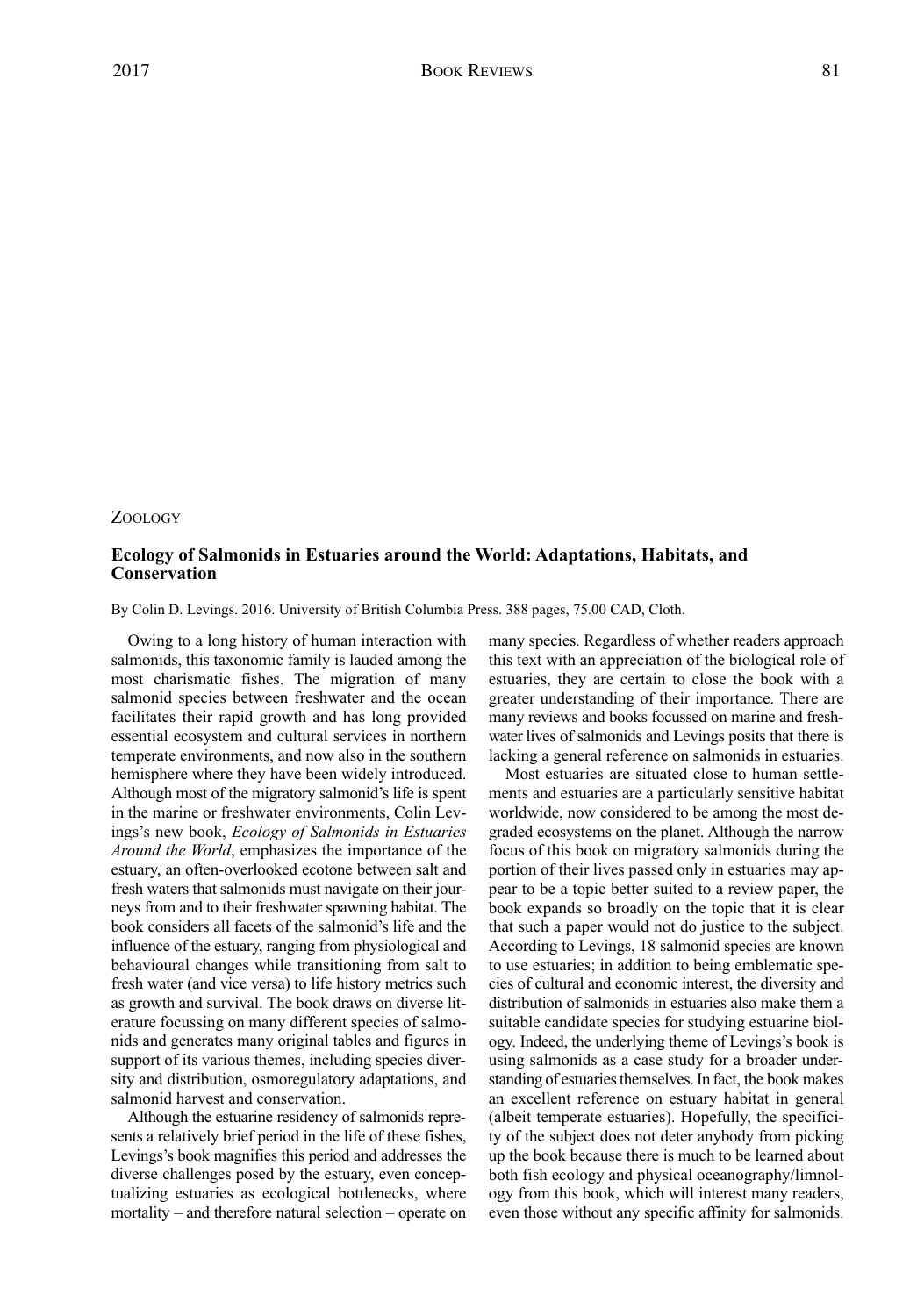ZOOLOGY

## Ecology of Salmonids in Estuaries around the World: Adaptations, Habitats, and Conservation

By Colin D. Levings. 2016. University of British Columbia Press. 388 pages, 75.00 CAD, Cloth.

Owing to a long history of human interaction with salmonids, this taxonomic family is lauded among the most charismatic fishes. The migration of many salmonid species between freshwater and the ocean facilitates their rapid growth and has long provided essential ecosystem and cultural services in northern temperate environments, and now also in the southern hemisphere where they have been widely introduced. Although most of the migratory salmonid's life is spent in the marine or freshwater environments, Colin Levings's new book, *Ecology of Salmonids in Estuaries Around the World*, emphasizes the importance of the estuary, an often-overlooked ecotone between salt and fresh waters that salmonids must navigate on their journeys from and to their freshwater spawning habitat. The book considers all facets of the salmonid's life and the influence of the estuary, ranging from physiological and behavioural changes while transitioning from salt to fresh water (and vice versa) to life history metrics such as growth and survival. The book draws on diverse literature focussing on many different species of salmonids and generates many original tables and figures in support of its various themes, including species diversity and distribution, osmoregulatory adaptations, and salmonid harvest and conservation.

Although the estuarine residency of salmonids represents a relatively brief period in the life of these fishes, Levings's book magnifies this period and addresses the diverse challenges posed by the estuary, even conceptualizing estuaries as ecological bottlenecks, where mortality – and therefore natural selection – operate on many species. Regardless of whether readers approach this text with an appreciation of the biological role of estuaries, they are certain to close the book with a greater understanding of their importance. There are many reviews and books focussed on marine and freshwater lives of salmonids and Levings posits that there is lacking a general reference on salmonids in estuaries.

Most estuaries are situated close to human settlements and estuaries are a particularly sensitive habitat worldwide, now considered to be among the most degraded ecosystems on the planet. Although the narrow focus of this book on migratory salmonids during the portion of their lives passed only in estuaries may appear to be a topic better suited to a review paper, the book expands so broadly on the topic that it is clear that such a paper would not do justice to the subject. According to Levings, 18 salmonid species are known to use estuaries; in addition to being emblematic species of cultural and economic interest, the diversity and distribution of salmonids in estuaries also make them a suitable candidate species for studying estuarine biology. Indeed, the underlying theme of Levings's book is using salmonids as a case study for a broader understanding of estuaries themselves. In fact, the book makes an excellent reference on estuary habitat in general (albeit temperate estuaries). Hopefully, the specificity of the subject does not deter anybody from picking up the book because there is much to be learned about both fish ecology and physical oceanography/limnology from this book, which will interest many readers, even those without any specific affinity for salmonids.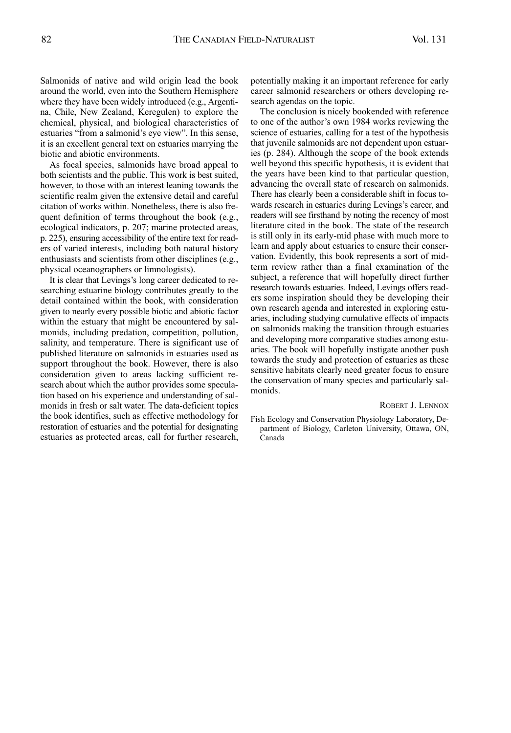Salmonids of native and wild origin lead the book around the world, even into the Southern Hemisphere where they have been widely introduced (e.g., Argentina, Chile, New Zealand, Keregulen) to explore the chemical, physical, and biological characteristics of estuaries "from a salmonid's eye view". In this sense, it is an excellent general text on estuaries marrying the biotic and abiotic environments.

As focal species, salmonids have broad appeal to both scientists and the public. This work is best suited, however, to those with an interest leaning towards the scientific realm given the extensive detail and careful citation of works within. Nonetheless, there is also frequent definition of terms throughout the book (e.g., ecological indicators, p. 207; marine protected areas, p. 225), ensuring accessibility of the entire text for readers of varied interests, including both natural history enthusiasts and scientists from other disciplines (e.g., physical oceanographers or limnologists).

It is clear that Levings's long career dedicated to researching estuarine biology contributes greatly to the detail contained within the book, with consideration given to nearly every possible biotic and abiotic factor within the estuary that might be encountered by salmonids, including predation, competition, pollution, salinity, and temperature. There is significant use of published literature on salmonids in estuaries used as support throughout the book. However, there is also consideration given to areas lacking sufficient research about which the author provides some speculation based on his experience and understanding of salmonids in fresh or salt water. The data-deficient topics the book identifies, such as effective methodology for restoration of estuaries and the potential for designating estuaries as protected areas, call for further research, potentially making it an important reference for early career salmonid researchers or others developing research agendas on the topic.

The conclusion is nicely bookended with reference to one of the author's own 1984 works reviewing the science of estuaries, calling for a test of the hypothesis that juvenile salmonids are not dependent upon estuaries (p. 284). Although the scope of the book extends well beyond this specific hypothesis, it is evident that the years have been kind to that particular question, advancing the overall state of research on salmonids. There has clearly been a considerable shift in focus towards research in estuaries during Levings's career, and readers will see firsthand by noting the recency of most literature cited in the book. The state of the research is still only in its early-mid phase with much more to learn and apply about estuaries to ensure their conservation. Evidently, this book represents a sort of midterm review rather than a final examination of the subject, a reference that will hopefully direct further research towards estuaries. Indeed, Levings offers readers some inspiration should they be developing their own research agenda and interested in exploring estuaries, including studying cumulative effects of impacts on salmonids making the transition through estuaries and developing more comparative studies among estuaries. The book will hopefully instigate another push towards the study and protection of estuaries as these sensitive habitats clearly need greater focus to ensure the conservation of many species and particularly salmonids.

ROBERT J. LENNOX

Fish Ecology and Conservation Physiology Laboratory, Department of Biology, Carleton University, Ottawa, ON, Canada